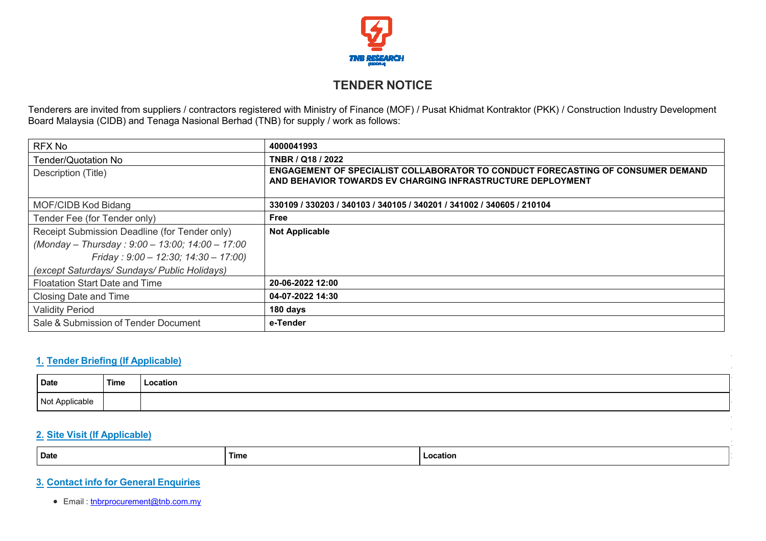# TENDER NOTICE

Tenderers are invited from suppliers / contractors registered with Ministry of Finance (MOF) / Pusat Khidmat Kontraktor (PKK) / Construction Industry Development Board Malaysia (CIDB) and Tenaga Nasional Berhad (TNB) for supply / work as follows:

| | |
|---|---|
| RFX No | **4000041993** |
| Tender/Quotation No | **TNBR / Q18 / 2022** |
| Description (Title) | **ENGAGEMENT OF SPECIALIST COLLABORATOR TO CONDUCT FORECASTING OF CONSUMER DEMAND AND BEHAVIOR TOWARDS EV CHARGING INFRASTRUCTURE DEPLOYMENT** |
| MOF/CIDB Kod Bidang | **330109 / 330203 / 340103 / 340105 / 340201 / 341002 / 340605 / 210104** |
| Tender Fee (for Tender only) | **Free** |
| Receipt Submission Deadline (for Tender only) *(Monday – Thursday : 9:00 – 13:00; 14:00 – 17:00 Friday : 9:00 – 12:30; 14:30 – 17:00) (except Saturdays/ Sundays/ Public Holidays)* | **Not Applicable** |
| Floatation Start Date and Time | **20-06-2022 12:00** |
| Closing Date and Time | **04-07-2022 14:30** |
| Validity Period | **180 days** |
| Sale & Submission of Tender Document | **e-Tender** |

## 1. Tender Briefing (If Applicable)

| Date | Time | Location |
|---|---|---|
| Not Applicable | | |

## 2. Site Visit (If Applicable)

| Date | Time | Location |
|---|---|---|

## 3. Contact info for General Enquiries

- Email : tnbrprocurement@tnb.com.my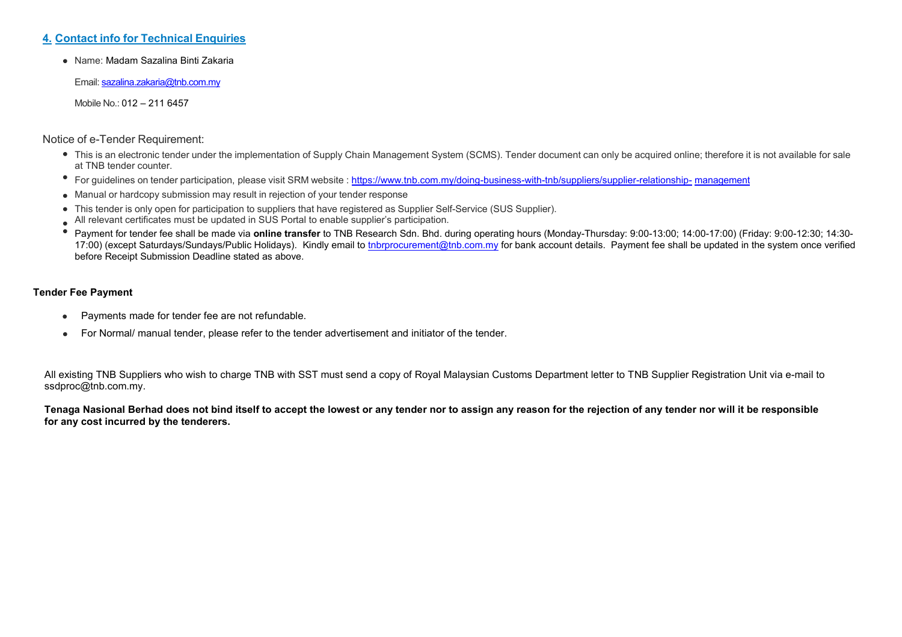## 4. Contact info for Technical Enquiries

- Name: Madam Sazalina Binti Zakaria

  Email: sazalina.zakaria@tnb.com.my

  Mobile No.: 012 – 211 6457

Notice of e-Tender Requirement:

- This is an electronic tender under the implementation of Supply Chain Management System (SCMS). Tender document can only be acquired online; therefore it is not available for sale at TNB tender counter.
- For guidelines on tender participation, please visit SRM website : https://www.tnb.com.my/doing-business-with-tnb/suppliers/supplier-relationship- management
- Manual or hardcopy submission may result in rejection of your tender response
- This tender is only open for participation to suppliers that have registered as Supplier Self-Service (SUS Supplier).
- All relevant certificates must be updated in SUS Portal to enable supplier's participation.
- Payment for tender fee shall be made via **online transfer** to TNB Research Sdn. Bhd. during operating hours (Monday-Thursday: 9:00-13:00; 14:00-17:00) (Friday: 9:00-12:30; 14:30-17:00) (except Saturdays/Sundays/Public Holidays). Kindly email to tnbrprocurement@tnb.com.my for bank account details. Payment fee shall be updated in the system once verified before Receipt Submission Deadline stated as above.

**Tender Fee Payment**

- Payments made for tender fee are not refundable.
- For Normal/ manual tender, please refer to the tender advertisement and initiator of the tender.

All existing TNB Suppliers who wish to charge TNB with SST must send a copy of Royal Malaysian Customs Department letter to TNB Supplier Registration Unit via e-mail to ssdproc@tnb.com.my.

**Tenaga Nasional Berhad does not bind itself to accept the lowest or any tender nor to assign any reason for the rejection of any tender nor will it be responsible for any cost incurred by the tenderers.**